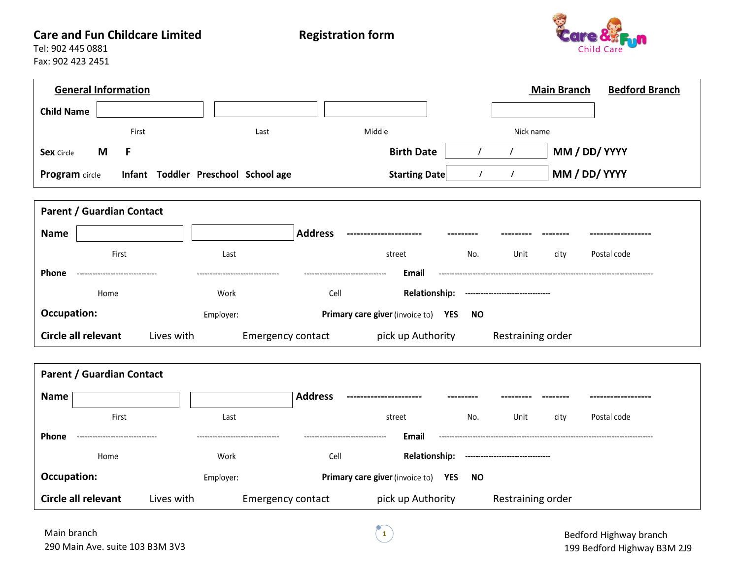**Care and Fun Childcare Limited**
Tel: 902 445 0881
Fax: 902 423 2451

## Registration form

Care & Fun Child Care

### General Information

**Main Branch** **Bedford Branch**

**Child Name** ____________ ____________ ____________ ____________

First Last Middle Nick name

**Sex** Circle **M** **F**

**Birth Date** / / **MM / DD/ YYYY**

**Program** circle **Infant** **Toddler** **Preschool** **School age**

**Starting Date** / / **MM / DD/ YYYY**

### Parent / Guardian Contact

**Name** ____________ ____________ **Address** ---------------------- --------- --------- -------- ------------------

First Last street No. Unit city Postal code

**Phone** ------------------------------- -------------------------------- -------------------------------- **Email** ----------------------------------------------------------------------------------

Home Work Cell **Relationship:** --------------------------------

**Occupation:** Employer: **Primary care giver** (invoice to) **YES** **NO**

**Circle all relevant** Lives with Emergency contact pick up Authority Restraining order

### Parent / Guardian Contact

**Name** ____________ ____________ **Address** ---------------------- --------- --------- -------- ------------------

First Last street No. Unit city Postal code

**Phone** ------------------------------- -------------------------------- -------------------------------- **Email** ----------------------------------------------------------------------------------

Home Work Cell **Relationship:** --------------------------------

**Occupation:** Employer: **Primary care giver** (invoice to) **YES** **NO**

**Circle all relevant** Lives with Emergency contact pick up Authority Restraining order

Main branch
290 Main Ave. suite 103 B3M 3V3

Bedford Highway branch
199 Bedford Highway B3M 2J9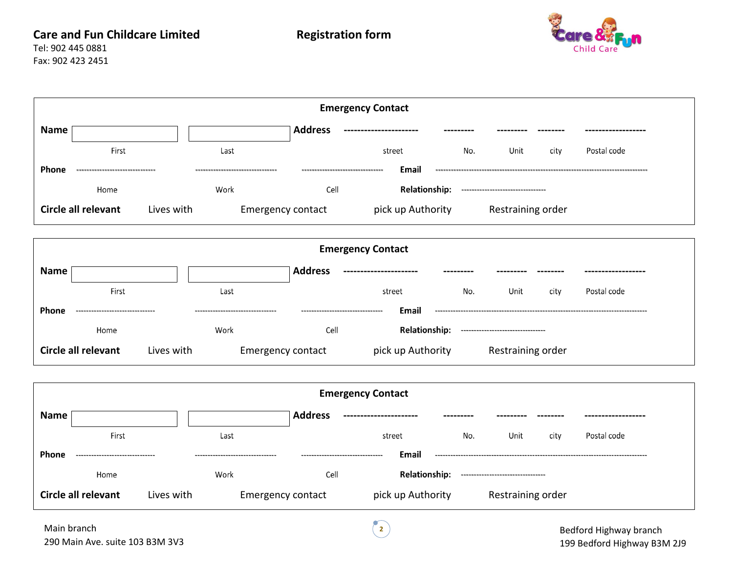**Care and Fun Childcare Limited**

Tel: 902 445 0881

Fax: 902 423 2451

**Registration form**

Care & Fun Child Care

### Emergency Contact

**Name** ______________ ______________ **Address** ---------------------- --------- --------- -------- ------------------

First Last street No. Unit city Postal code

**Phone** ------------------------------- -------------------------------- -------------------------------- **Email** ------------------------------------------------------------------------------------

Home Work Cell **Relationship:** --------------------------------

**Circle all relevant** Lives with Emergency contact pick up Authority Restraining order

### Emergency Contact

**Name** ______________ ______________ **Address** ---------------------- --------- --------- -------- ------------------

First Last street No. Unit city Postal code

**Phone** ------------------------------- -------------------------------- -------------------------------- **Email** ------------------------------------------------------------------------------------

Home Work Cell **Relationship:** --------------------------------

**Circle all relevant** Lives with Emergency contact pick up Authority Restraining order

### Emergency Contact

**Name** ______________ ______________ **Address** ---------------------- --------- --------- -------- ------------------

First Last street No. Unit city Postal code

**Phone** ------------------------------- -------------------------------- -------------------------------- **Email** ------------------------------------------------------------------------------------

Home Work Cell **Relationship:** --------------------------------

**Circle all relevant** Lives with Emergency contact pick up Authority Restraining order

Main branch
290 Main Ave. suite 103 B3M 3V3

Bedford Highway branch
199 Bedford Highway B3M 2J9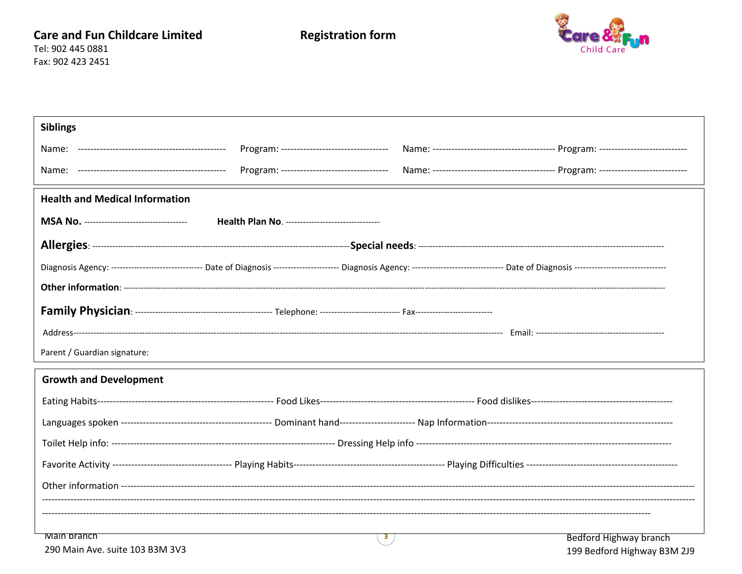**Care and Fun Childcare Limited** **Registration form**

Tel: 902 445 0881
Fax: 902 423 2451

Care & Fun Child Care

**Siblings**

Name: ------------------------------------------------ Program: ---------------------------------- Name: -------------------------------------- Program: ----------------------------

Name: ------------------------------------------------ Program: ---------------------------------- Name: -------------------------------------- Program: ----------------------------

**Health and Medical Information**

**MSA No.** ----------------------------------- **Health Plan No**. ---------------------------------

**Allergies**: ------------------------------------------------------------------------------------------**Special needs**: -------------------------------------------------------------------------------

Diagnosis Agency: ------------------------------- Date of Diagnosis ---------------------- Diagnosis Agency: ------------------------------- Date of Diagnosis -------------------------------

**Other information**: ----------------------------------------------------------------------------------------------------------------------------------------------------------------------------------

**Family Physician**: ----------------------------------------------- Telephone: ---------------------------- Fax--------------------------

Address--------------------------------------------------------------------------------------------------------------------------------------------- Email: --------------------------------------------

Parent / Guardian signature:

**Growth and Development**

Eating Habits--------------------------------------------------------- Food Likes------------------------------------------------- Food dislikes---------------------------------------------

Languages spoken ------------------------------------------------ Dominant hand------------------------ Nap Information------------------------------------------------------------

Toilet Help info: ----------------------------------------------------------------------- Dressing Help info ---------------------------------------------------------------------------

Favorite Activity -------------------------------------- Playing Habits------------------------------------------------ Playing Difficulties ------------------------------------------------

Other information -------------------------------------------------------------------------------------------------------------------------------------------------------------------------------
---------------------------------------------------------------------------------------------------------------------------------------------------------------------------------------------------
-------------------------------------------------------------------------------------------------------------------------------------------------------------------------------------

Main branch
290 Main Ave. suite 103 B3M 3V3

Bedford Highway branch
199 Bedford Highway B3M 2J9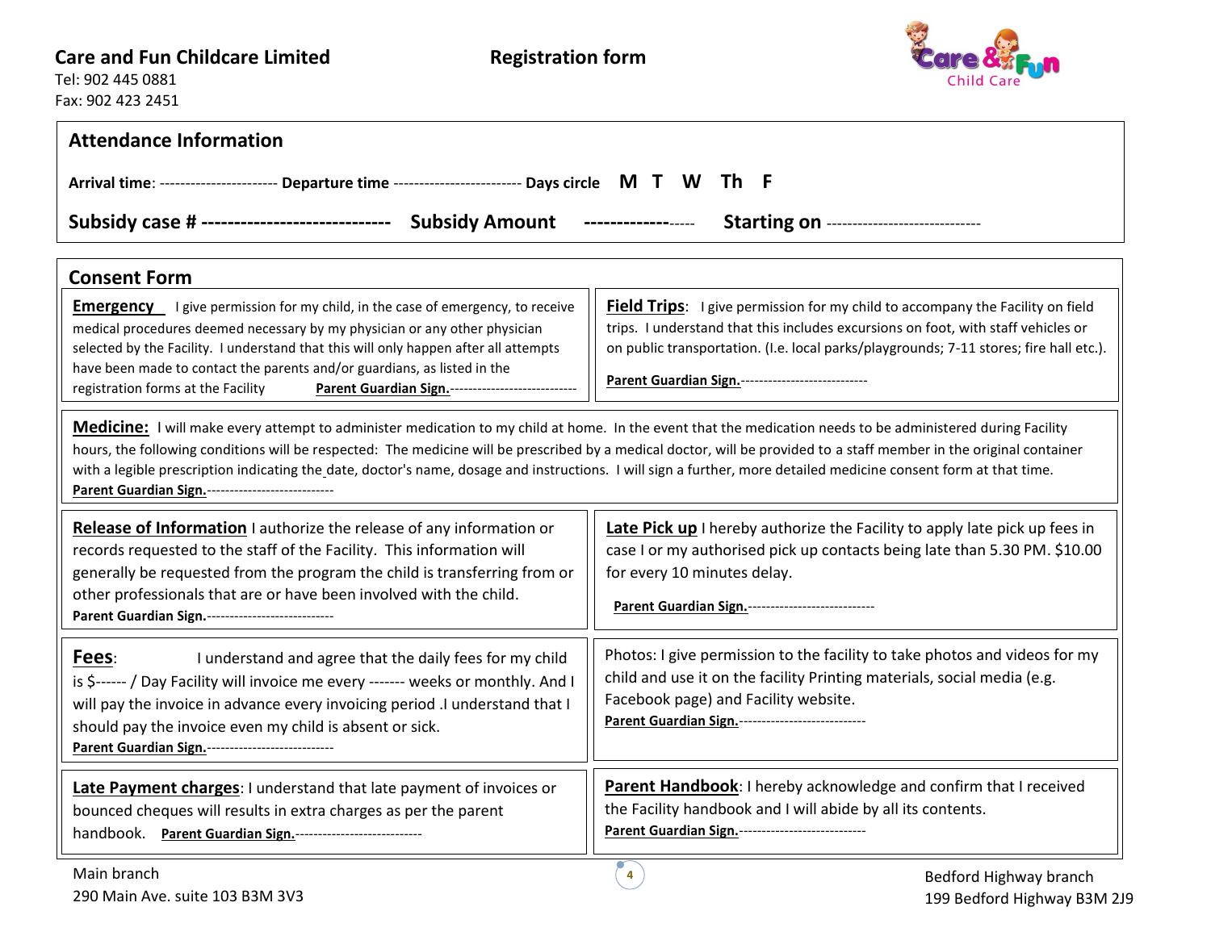**Care and Fun Childcare Limited** **Registration form**

Tel: 902 445 0881
Fax: 902 423 2451

## Attendance Information

**Arrival time**: ----------------------- **Departure time** ------------------------- **Days circle** **M T W Th F**

**Subsidy case # -----------------------------** **Subsidy Amount** **-------------**----- **Starting on** ------------------------------

## Consent Form

**Emergency** I give permission for my child, in the case of emergency, to receive medical procedures deemed necessary by my physician or any other physician selected by the Facility. I understand that this will only happen after all attempts have been made to contact the parents and/or guardians, as listed in the registration forms at the Facility **Parent Guardian Sign.**----------------------------

**Field Trips**: I give permission for my child to accompany the Facility on field trips. I understand that this includes excursions on foot, with staff vehicles or on public transportation. (I.e. local parks/playgrounds; 7-11 stores; fire hall etc.).
**Parent Guardian Sign.**----------------------------

**Medicine:** I will make every attempt to administer medication to my child at home. In the event that the medication needs to be administered during Facility hours, the following conditions will be respected: The medicine will be prescribed by a medical doctor, will be provided to a staff member in the original container with a legible prescription indicating the date, doctor's name, dosage and instructions. I will sign a further, more detailed medicine consent form at that time.
**Parent Guardian Sign.**----------------------------

**Release of Information** I authorize the release of any information or records requested to the staff of the Facility. This information will generally be requested from the program the child is transferring from or other professionals that are or have been involved with the child.
**Parent Guardian Sign.**----------------------------

**Late Pick up** I hereby authorize the Facility to apply late pick up fees in case I or my authorised pick up contacts being late than 5.30 PM. $10.00 for every 10 minutes delay.
**Parent Guardian Sign.**----------------------------

**Fees**: I understand and agree that the daily fees for my child is $------ / Day Facility will invoice me every ------- weeks or monthly. And I will pay the invoice in advance every invoicing period .I understand that I should pay the invoice even my child is absent or sick.
**Parent Guardian Sign.**----------------------------

Photos: I give permission to the facility to take photos and videos for my child and use it on the facility Printing materials, social media (e.g. Facebook page) and Facility website.
**Parent Guardian Sign.**----------------------------

**Late Payment charges**: I understand that late payment of invoices or bounced cheques will results in extra charges as per the parent handbook. **Parent Guardian Sign.**----------------------------

**Parent Handbook**: I hereby acknowledge and confirm that I received the Facility handbook and I will abide by all its contents.
**Parent Guardian Sign.**----------------------------

Main branch
290 Main Ave. suite 103 B3M 3V3

Bedford Highway branch
199 Bedford Highway B3M 2J9